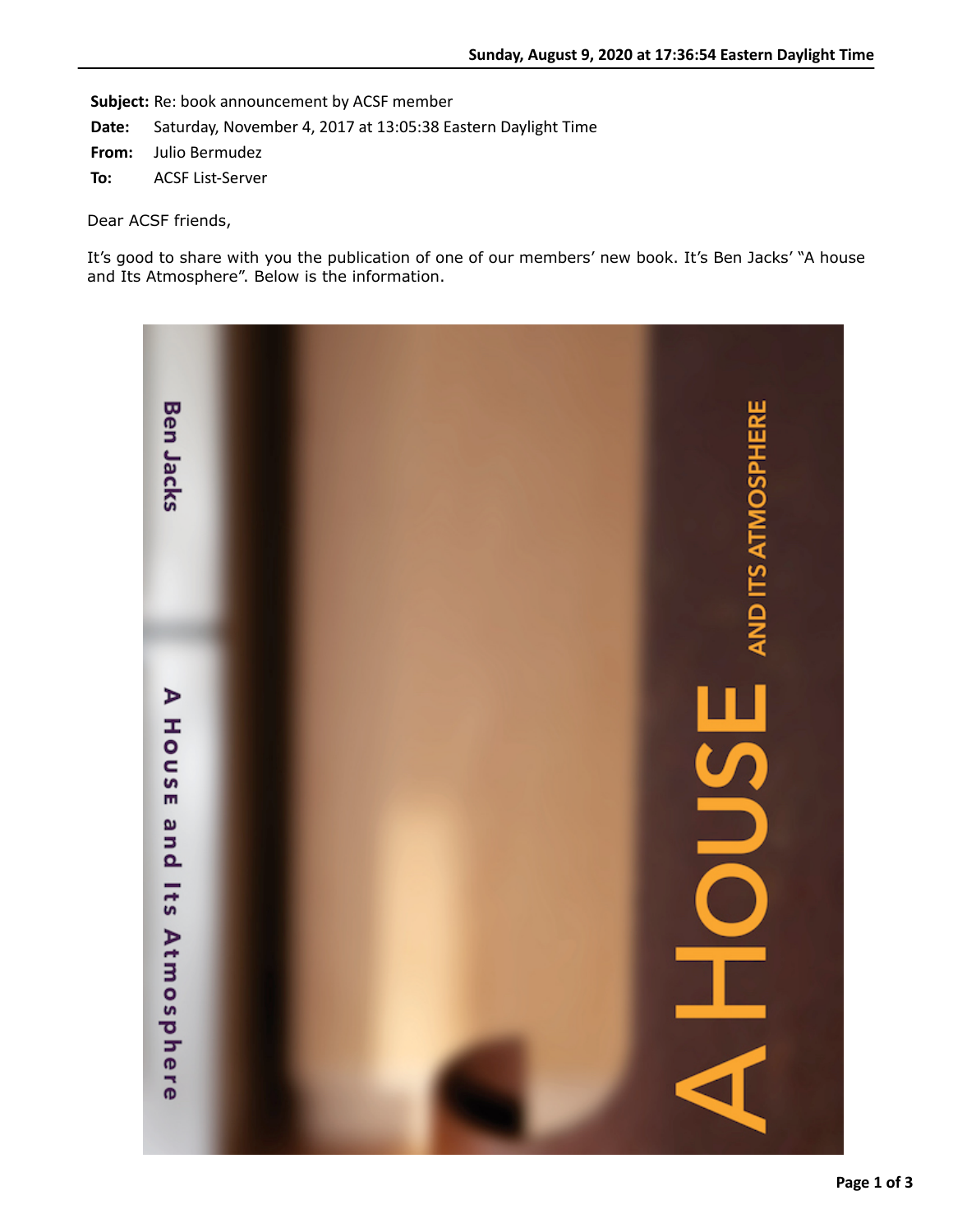**Subject:** Re: book announcement by ACSF member
**Date:** Saturday, November 4, 2017 at 13:05:38 Eastern Daylight Time
**From:** Julio Bermudez
**To:** ACSF List-Server

Dear ACSF friends,

It's good to share with you the publication of one of our members' new book. It's Ben Jacks' "A house and Its Atmosphere". Below is the information.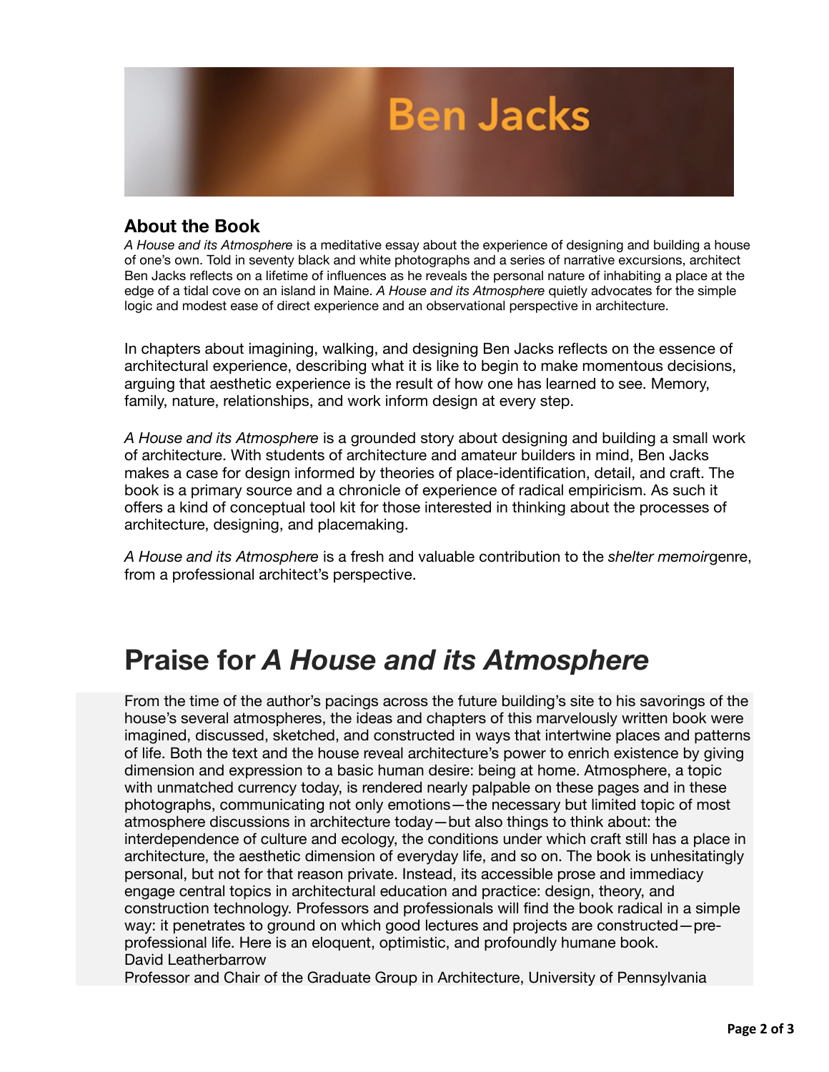# Ben Jacks

## About the Book

*A House and its Atmosphere* is a meditative essay about the experience of designing and building a house of one's own. Told in seventy black and white photographs and a series of narrative excursions, architect Ben Jacks reflects on a lifetime of influences as he reveals the personal nature of inhabiting a place at the edge of a tidal cove on an island in Maine. *A House and its Atmosphere* quietly advocates for the simple logic and modest ease of direct experience and an observational perspective in architecture.

In chapters about imagining, walking, and designing Ben Jacks reflects on the essence of architectural experience, describing what it is like to begin to make momentous decisions, arguing that aesthetic experience is the result of how one has learned to see. Memory, family, nature, relationships, and work inform design at every step.

*A House and its Atmosphere* is a grounded story about designing and building a small work of architecture. With students of architecture and amateur builders in mind, Ben Jacks makes a case for design informed by theories of place-identification, detail, and craft. The book is a primary source and a chronicle of experience of radical empiricism. As such it offers a kind of conceptual tool kit for those interested in thinking about the processes of architecture, designing, and placemaking.

*A House and its Atmosphere* is a fresh and valuable contribution to the *shelter memoir*genre, from a professional architect's perspective.

# Praise for *A House and its Atmosphere*

From the time of the author's pacings across the future building's site to his savorings of the house's several atmospheres, the ideas and chapters of this marvelously written book were imagined, discussed, sketched, and constructed in ways that intertwine places and patterns of life. Both the text and the house reveal architecture's power to enrich existence by giving dimension and expression to a basic human desire: being at home. Atmosphere, a topic with unmatched currency today, is rendered nearly palpable on these pages and in these photographs, communicating not only emotions—the necessary but limited topic of most atmosphere discussions in architecture today—but also things to think about: the interdependence of culture and ecology, the conditions under which craft still has a place in architecture, the aesthetic dimension of everyday life, and so on. The book is unhesitatingly personal, but not for that reason private. Instead, its accessible prose and immediacy engage central topics in architectural education and practice: design, theory, and construction technology. Professors and professionals will find the book radical in a simple way: it penetrates to ground on which good lectures and projects are constructed—pre-professional life. Here is an eloquent, optimistic, and profoundly humane book.
David Leatherbarrow
Professor and Chair of the Graduate Group in Architecture, University of Pennsylvania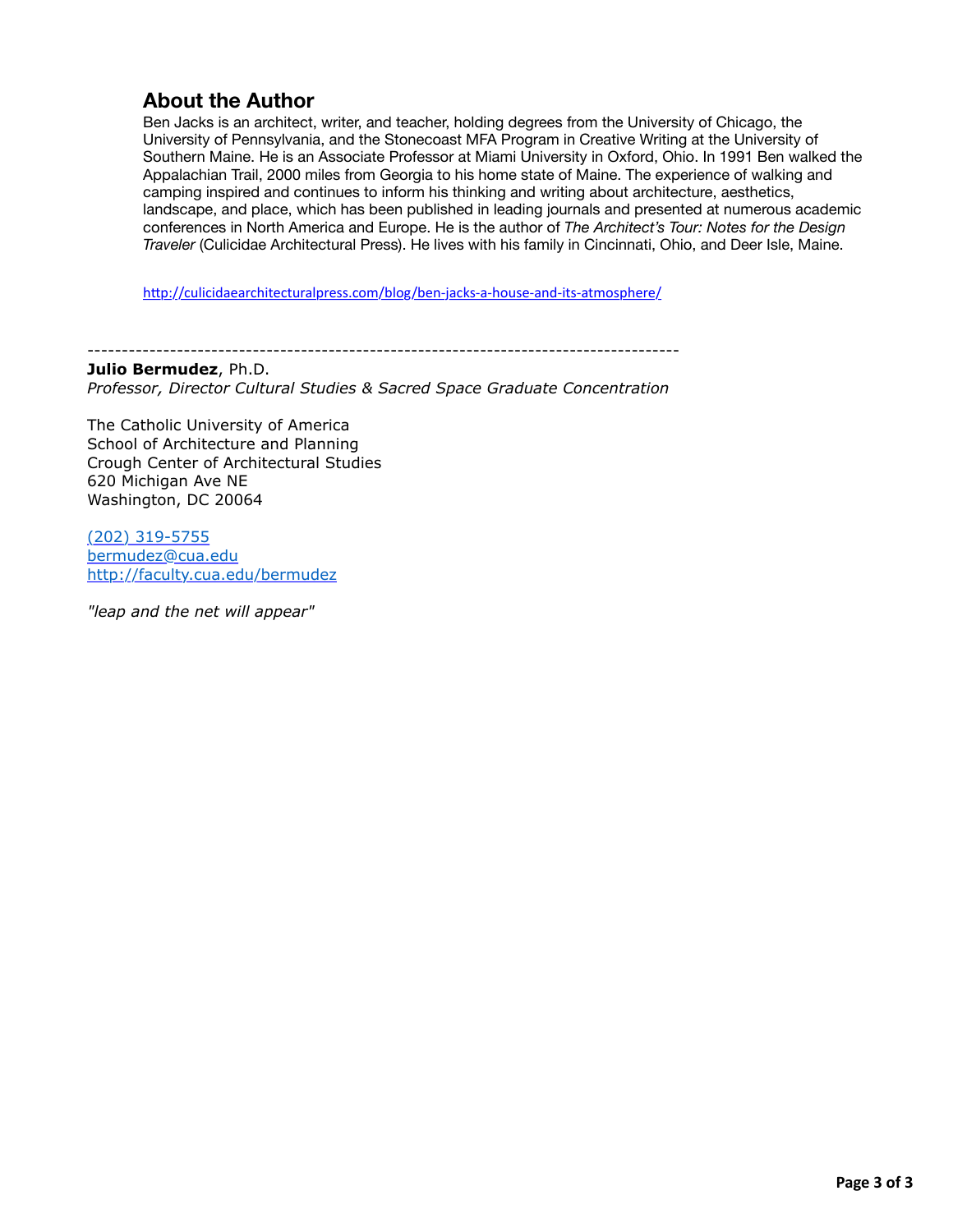## About the Author

Ben Jacks is an architect, writer, and teacher, holding degrees from the University of Chicago, the University of Pennsylvania, and the Stonecoast MFA Program in Creative Writing at the University of Southern Maine. He is an Associate Professor at Miami University in Oxford, Ohio. In 1991 Ben walked the Appalachian Trail, 2000 miles from Georgia to his home state of Maine. The experience of walking and camping inspired and continues to inform his thinking and writing about architecture, aesthetics, landscape, and place, which has been published in leading journals and presented at numerous academic conferences in North America and Europe. He is the author of *The Architect's Tour: Notes for the Design Traveler* (Culicidae Architectural Press). He lives with his family in Cincinnati, Ohio, and Deer Isle, Maine.

http://culicidaearchitecturalpress.com/blog/ben-jacks-a-house-and-its-atmosphere/

-----------------------------------------------------------------------------------

**Julio Bermudez**, Ph.D.
*Professor, Director Cultural Studies & Sacred Space Graduate Concentration*

The Catholic University of America
School of Architecture and Planning
Crough Center of Architectural Studies
620 Michigan Ave NE
Washington, DC 20064

(202) 319-5755
bermudez@cua.edu
http://faculty.cua.edu/bermudez

*"leap and the net will appear"*